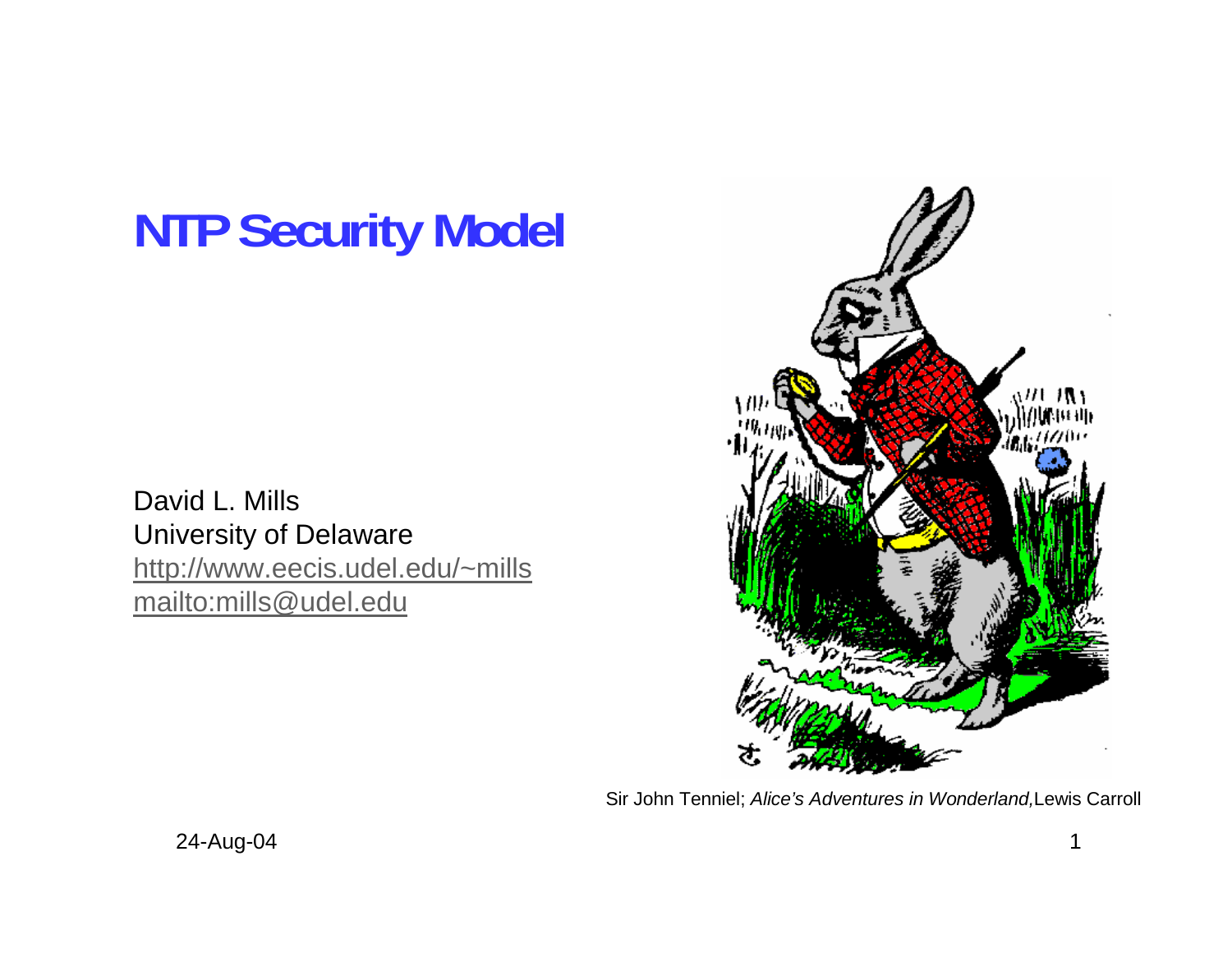# NTP Security Model

David L. Mills
University of Delaware
http://www.eecis.udel.edu/~mills
mailto:mills@udel.edu

Sir John Tenniel; *Alice's Adventures in Wonderland,* Lewis Carroll

24-Aug-04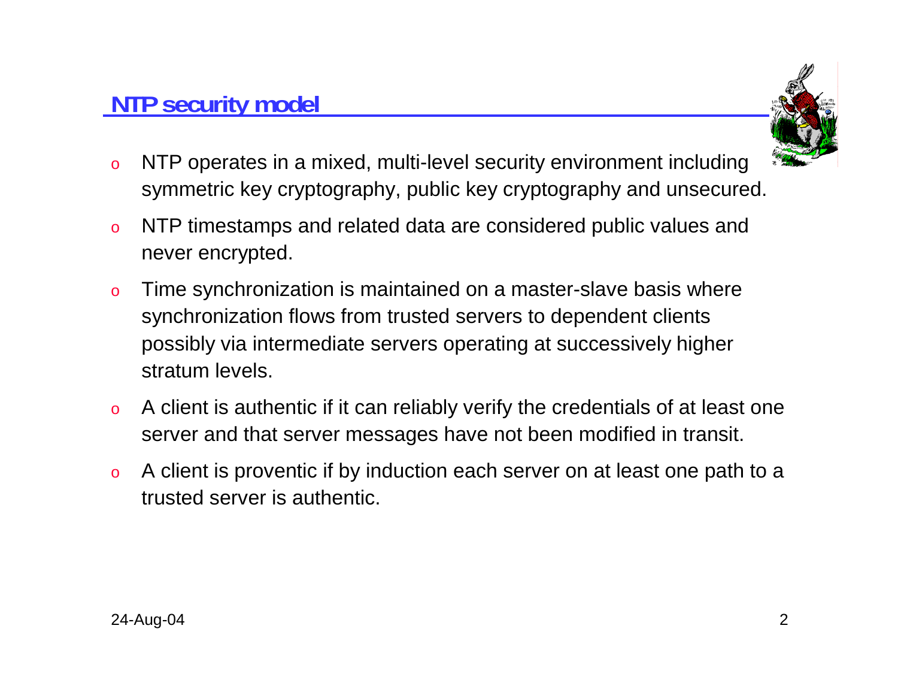## NTP security model

- NTP operates in a mixed, multi-level security environment including symmetric key cryptography, public key cryptography and unsecured.
- NTP timestamps and related data are considered public values and never encrypted.
- Time synchronization is maintained on a master-slave basis where synchronization flows from trusted servers to dependent clients possibly via intermediate servers operating at successively higher stratum levels.
- A client is authentic if it can reliably verify the credentials of at least one server and that server messages have not been modified in transit.
- A client is proventic if by induction each server on at least one path to a trusted server is authentic.

24-Aug-04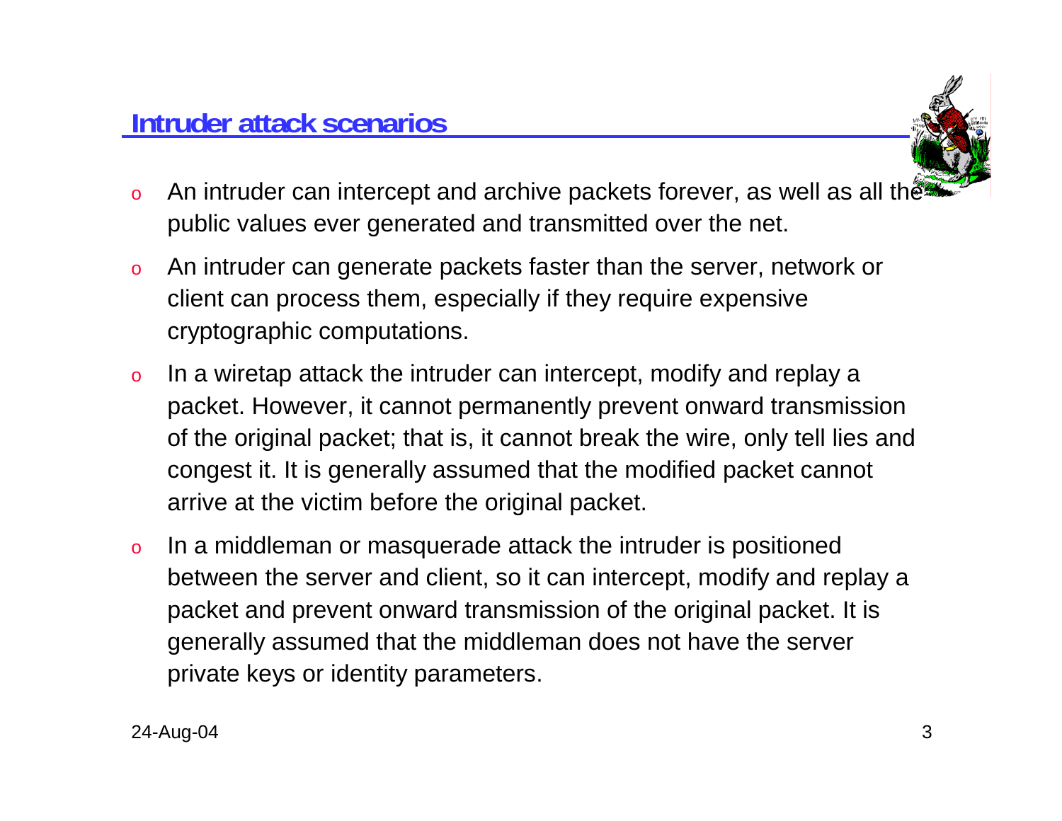## Intruder attack scenarios

- An intruder can intercept and archive packets forever, as well as all the public values ever generated and transmitted over the net.
- An intruder can generate packets faster than the server, network or client can process them, especially if they require expensive cryptographic computations.
- In a wiretap attack the intruder can intercept, modify and replay a packet. However, it cannot permanently prevent onward transmission of the original packet; that is, it cannot break the wire, only tell lies and congest it. It is generally assumed that the modified packet cannot arrive at the victim before the original packet.
- In a middleman or masquerade attack the intruder is positioned between the server and client, so it can intercept, modify and replay a packet and prevent onward transmission of the original packet. It is generally assumed that the middleman does not have the server private keys or identity parameters.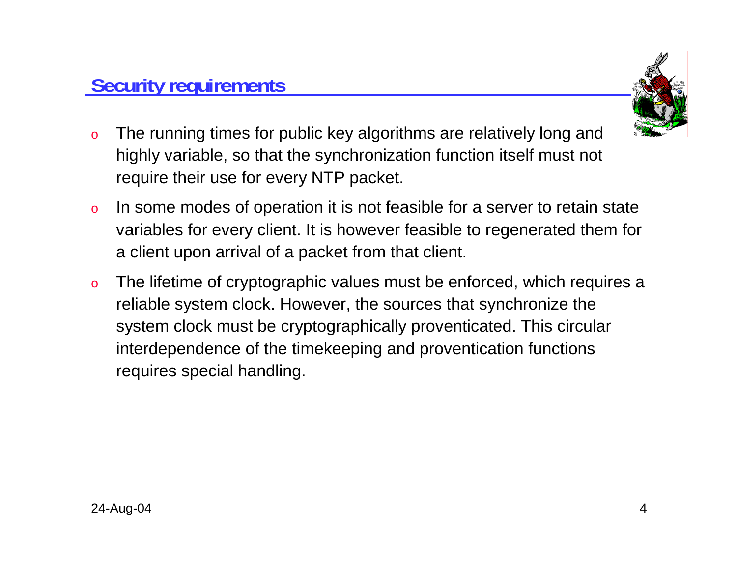## Security requirements

- The running times for public key algorithms are relatively long and highly variable, so that the synchronization function itself must not require their use for every NTP packet.
- In some modes of operation it is not feasible for a server to retain state variables for every client. It is however feasible to regenerated them for a client upon arrival of a packet from that client.
- The lifetime of cryptographic values must be enforced, which requires a reliable system clock. However, the sources that synchronize the system clock must be cryptographically proventicated. This circular interdependence of the timekeeping and proventication functions requires special handling.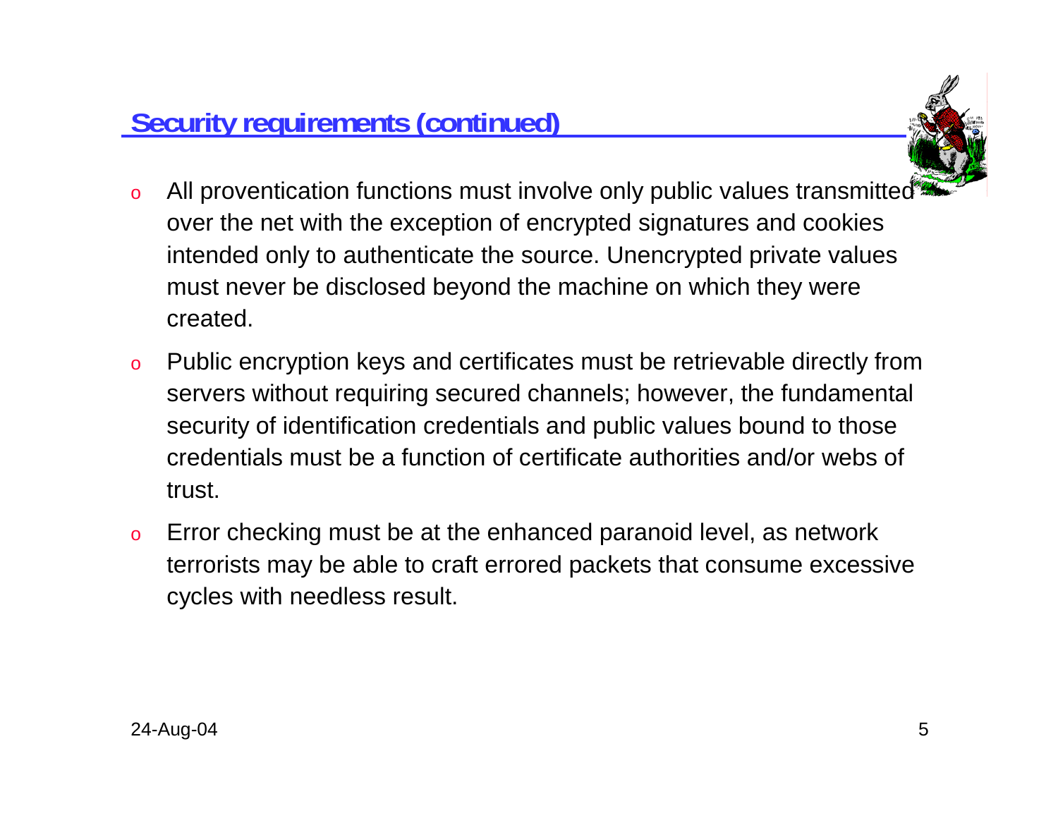## Security requirements (continued)

- All proventication functions must involve only public values transmitted over the net with the exception of encrypted signatures and cookies intended only to authenticate the source. Unencrypted private values must never be disclosed beyond the machine on which they were created.
- Public encryption keys and certificates must be retrievable directly from servers without requiring secured channels; however, the fundamental security of identification credentials and public values bound to those credentials must be a function of certificate authorities and/or webs of trust.
- Error checking must be at the enhanced paranoid level, as network terrorists may be able to craft errored packets that consume excessive cycles with needless result.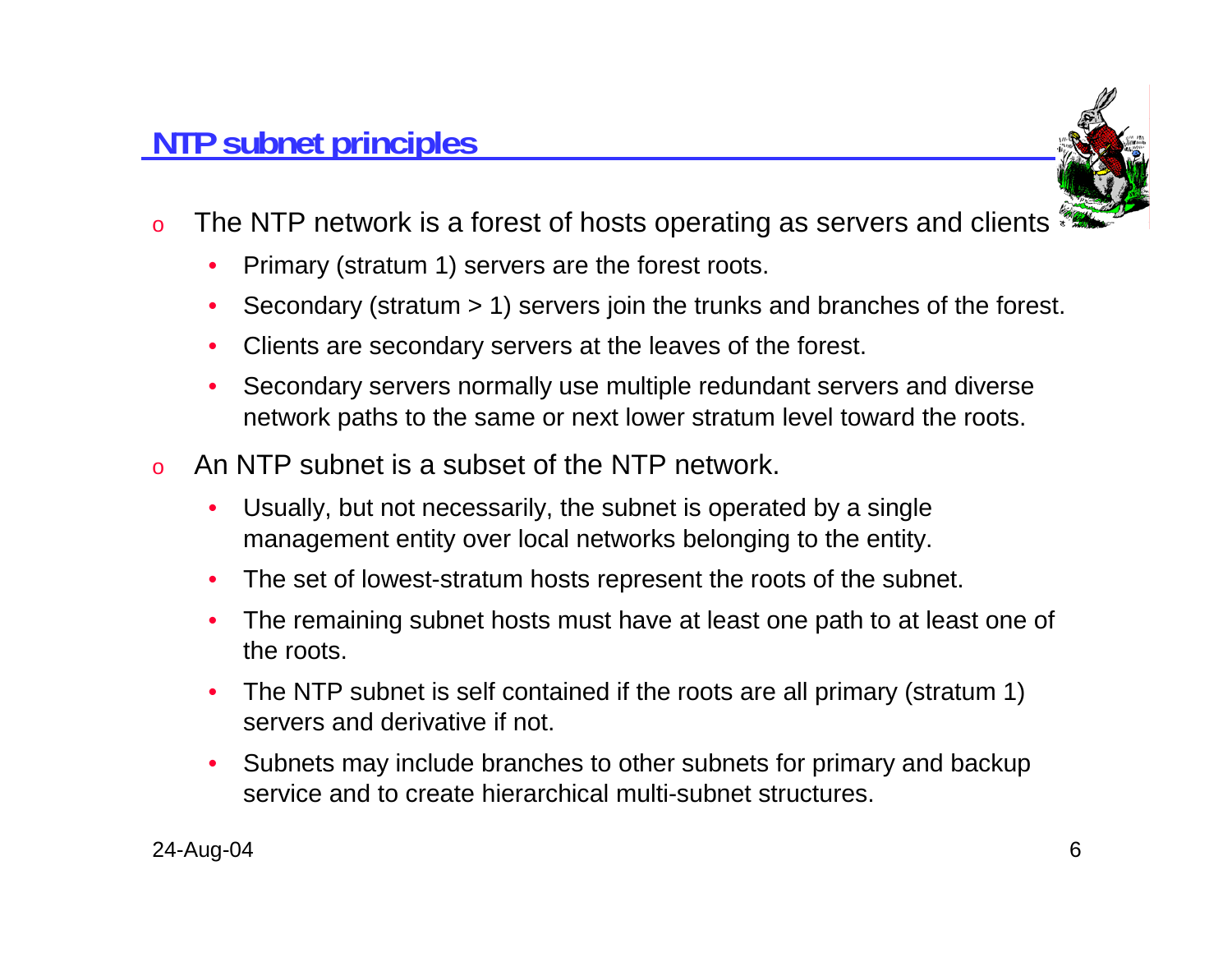## NTP subnet principles

- The NTP network is a forest of hosts operating as servers and clients
  - Primary (stratum 1) servers are the forest roots.
  - Secondary (stratum > 1) servers join the trunks and branches of the forest.
  - Clients are secondary servers at the leaves of the forest.
  - Secondary servers normally use multiple redundant servers and diverse network paths to the same or next lower stratum level toward the roots.
- An NTP subnet is a subset of the NTP network.
  - Usually, but not necessarily, the subnet is operated by a single management entity over local networks belonging to the entity.
  - The set of lowest-stratum hosts represent the roots of the subnet.
  - The remaining subnet hosts must have at least one path to at least one of the roots.
  - The NTP subnet is self contained if the roots are all primary (stratum 1) servers and derivative if not.
  - Subnets may include branches to other subnets for primary and backup service and to create hierarchical multi-subnet structures.

24-Aug-04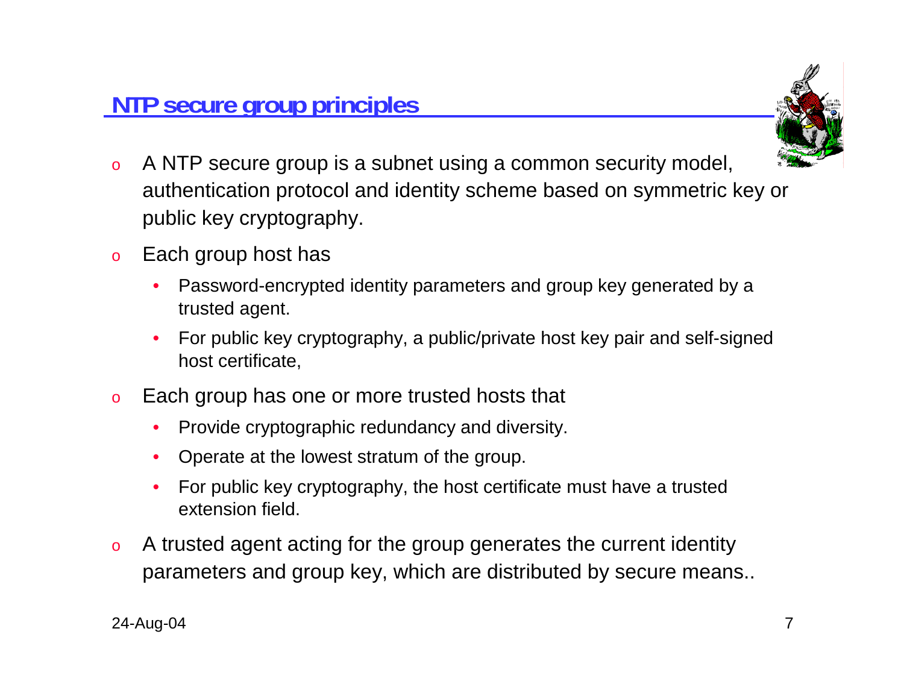## NTP secure group principles

- A NTP secure group is a subnet using a common security model, authentication protocol and identity scheme based on symmetric key or public key cryptography.
- Each group host has
  - Password-encrypted identity parameters and group key generated by a trusted agent.
  - For public key cryptography, a public/private host key pair and self-signed host certificate,
- Each group has one or more trusted hosts that
  - Provide cryptographic redundancy and diversity.
  - Operate at the lowest stratum of the group.
  - For public key cryptography, the host certificate must have a trusted extension field.
- A trusted agent acting for the group generates the current identity parameters and group key, which are distributed by secure means..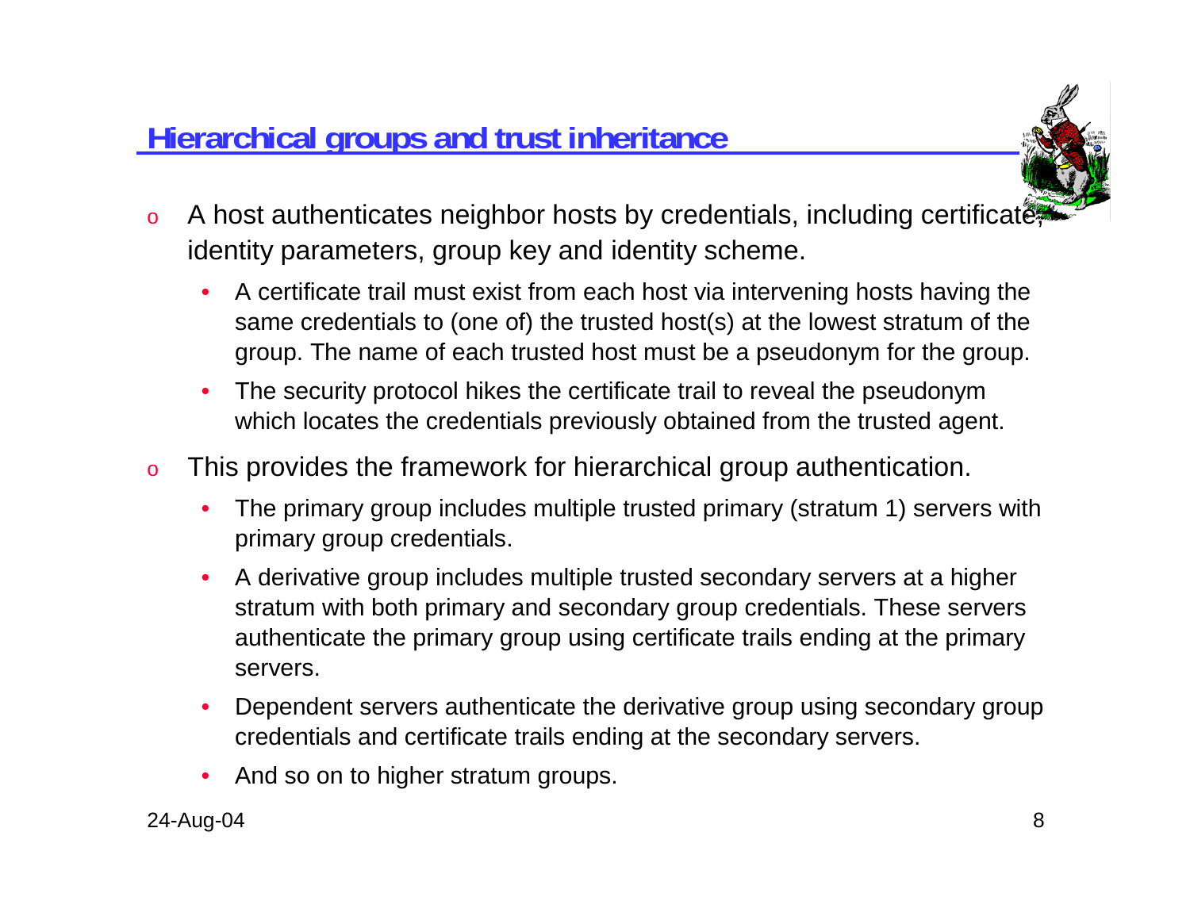## Hierarchical groups and trust inheritance

- A host authenticates neighbor hosts by credentials, including certificate, identity parameters, group key and identity scheme.
  - A certificate trail must exist from each host via intervening hosts having the same credentials to (one of) the trusted host(s) at the lowest stratum of the group. The name of each trusted host must be a pseudonym for the group.
  - The security protocol hikes the certificate trail to reveal the pseudonym which locates the credentials previously obtained from the trusted agent.
- This provides the framework for hierarchical group authentication.
  - The primary group includes multiple trusted primary (stratum 1) servers with primary group credentials.
  - A derivative group includes multiple trusted secondary servers at a higher stratum with both primary and secondary group credentials. These servers authenticate the primary group using certificate trails ending at the primary servers.
  - Dependent servers authenticate the derivative group using secondary group credentials and certificate trails ending at the secondary servers.
  - And so on to higher stratum groups.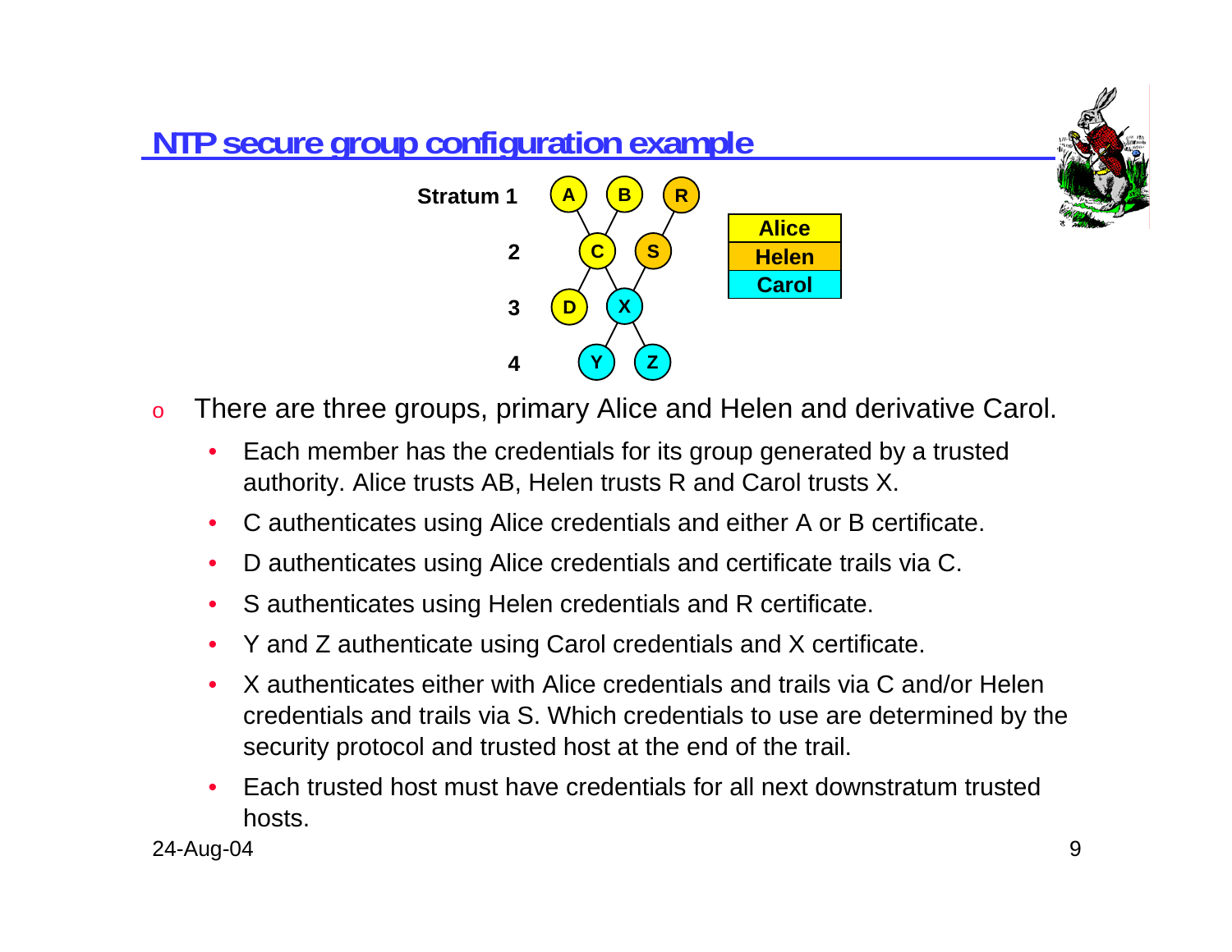## NTP secure group configuration example

- There are three groups, primary Alice and Helen and derivative Carol.
  - Each member has the credentials for its group generated by a trusted authority. Alice trusts AB, Helen trusts R and Carol trusts X.
  - C authenticates using Alice credentials and either A or B certificate.
  - D authenticates using Alice credentials and certificate trails via C.
  - S authenticates using Helen credentials and R certificate.
  - Y and Z authenticate using Carol credentials and X certificate.
  - X authenticates either with Alice credentials and trails via C and/or Helen credentials and trails via S. Which credentials to use are determined by the security protocol and trusted host at the end of the trail.
  - Each trusted host must have credentials for all next downstratum trusted hosts.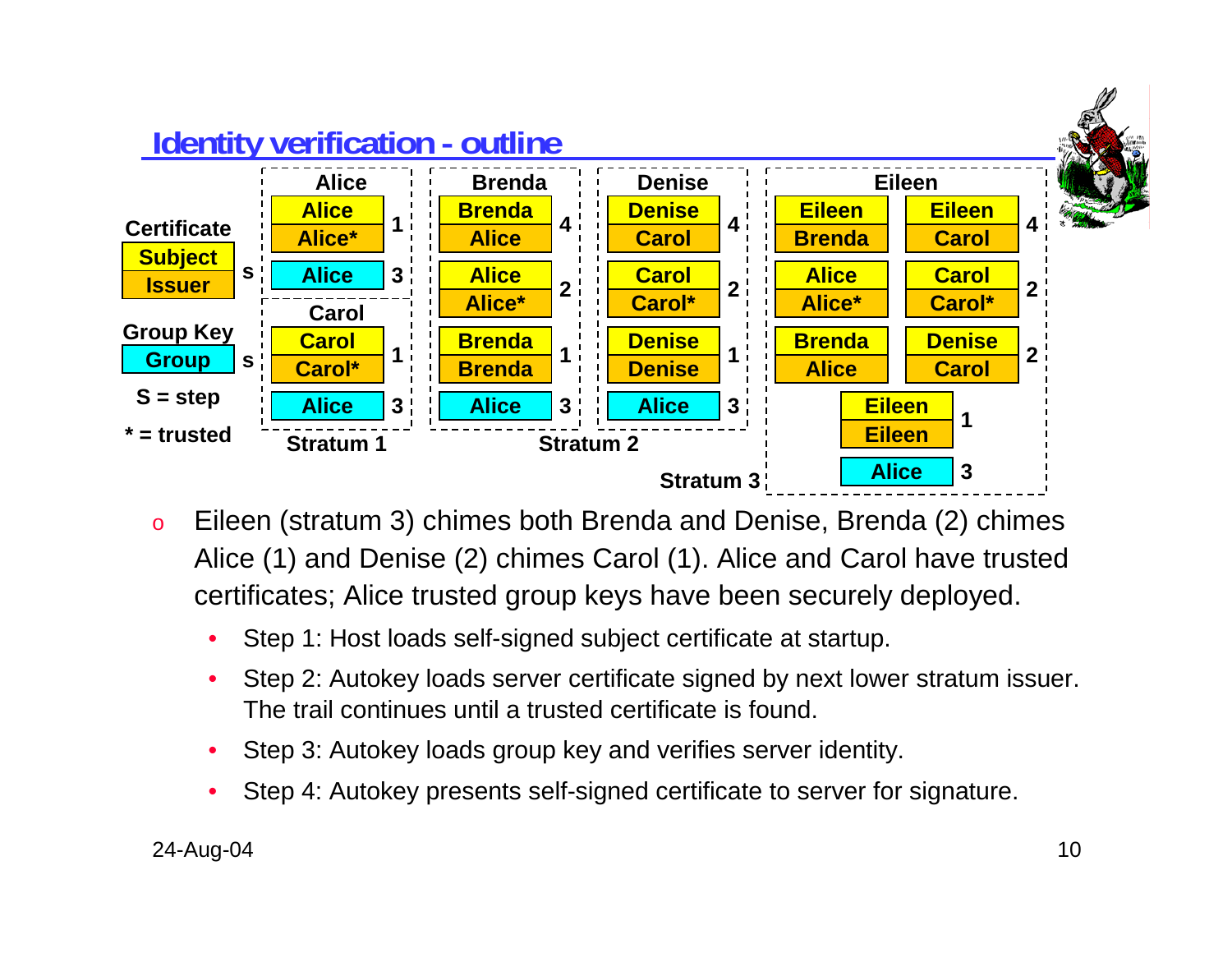## Identity verification - outline

**Certificate**

| Subject |
| --- |
| Issuer |

**Group Key**

| Group |
| --- |

S = step

\* = trusted

**Stratum 1**

| Host | Certificate / Group Key | Step |
| --- | --- | --- |
| Alice | Alice / Alice* | 1 |
| Alice | Alice (group key) | 3 |
| Carol | Carol / Carol* | 1 |
| Carol | Alice (group key) | 3 |

**Stratum 2**

| Host | Certificate / Group Key | Step |
| --- | --- | --- |
| Brenda | Brenda / Alice | 4 |
| Brenda | Alice / Alice* | 2 |
| Brenda | Brenda / Brenda | 1 |
| Brenda | Alice (group key) | 3 |
| Denise | Denise / Carol | 4 |
| Denise | Carol / Carol* | 2 |
| Denise | Denise / Denise | 1 |
| Denise | Alice (group key) | 3 |

**Stratum 3**

| Host | Certificate / Group Key | Step |
| --- | --- | --- |
| Eileen | Eileen / Brenda | 4 |
| Eileen | Eileen / Carol | 4 |
| Eileen | Alice / Alice* | 2 |
| Eileen | Carol / Carol* | 2 |
| Eileen | Brenda / Alice | 2 |
| Eileen | Denise / Carol | 2 |
| Eileen | Eileen / Eileen | 1 |
| Eileen | Alice (group key) | 3 |

- Eileen (stratum 3) chimes both Brenda and Denise, Brenda (2) chimes Alice (1) and Denise (2) chimes Carol (1). Alice and Carol have trusted certificates; Alice trusted group keys have been securely deployed.
  - Step 1: Host loads self-signed subject certificate at startup.
  - Step 2: Autokey loads server certificate signed by next lower stratum issuer. The trail continues until a trusted certificate is found.
  - Step 3: Autokey loads group key and verifies server identity.
  - Step 4: Autokey presents self-signed certificate to server for signature.

24-Aug-04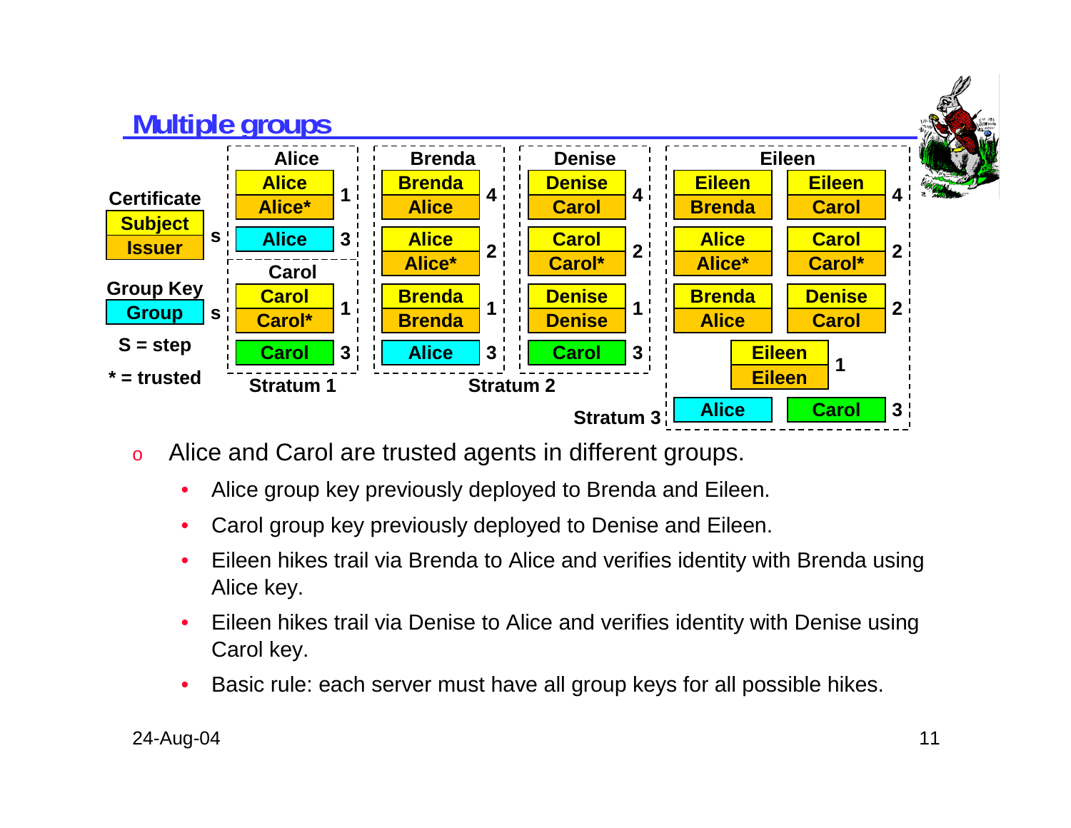## Multiple groups

**Certificate**: Subject / Issuer — S = step

**Group Key**: Group — S = step

* = trusted

| | Subject | Issuer | Step |
|---|---|---|---|
| **Stratum 1 — Alice** | Alice | Alice* | 1 |
| | Alice (group key) | | 3 |
| **Stratum 1 — Carol** | Carol | Carol* | 1 |
| | Carol (group key) | | 3 |
| **Stratum 2 — Brenda** | Brenda | Alice | 4 |
| | Alice | Alice* | 2 |
| | Brenda | Brenda | 1 |
| | Alice (group key) | | 3 |
| **Stratum 2 — Denise** | Denise | Carol | 4 |
| | Carol | Carol* | 2 |
| | Denise | Denise | 1 |
| | Carol (group key) | | 3 |
| **Stratum 3 — Eileen** | Eileen | Brenda | 4 |
| | Eileen | Carol | 4 |
| | Alice | Alice* | 2 |
| | Carol | Carol* | 2 |
| | Brenda | Alice | 2 |
| | Denise | Carol | 2 |
| | Eileen | Eileen | 1 |
| | Alice, Carol (group keys) | | 3 |

- Alice and Carol are trusted agents in different groups.
  - Alice group key previously deployed to Brenda and Eileen.
  - Carol group key previously deployed to Denise and Eileen.
  - Eileen hikes trail via Brenda to Alice and verifies identity with Brenda using Alice key.
  - Eileen hikes trail via Denise to Alice and verifies identity with Denise using Carol key.
  - Basic rule: each server must have all group keys for all possible hikes.

24-Aug-04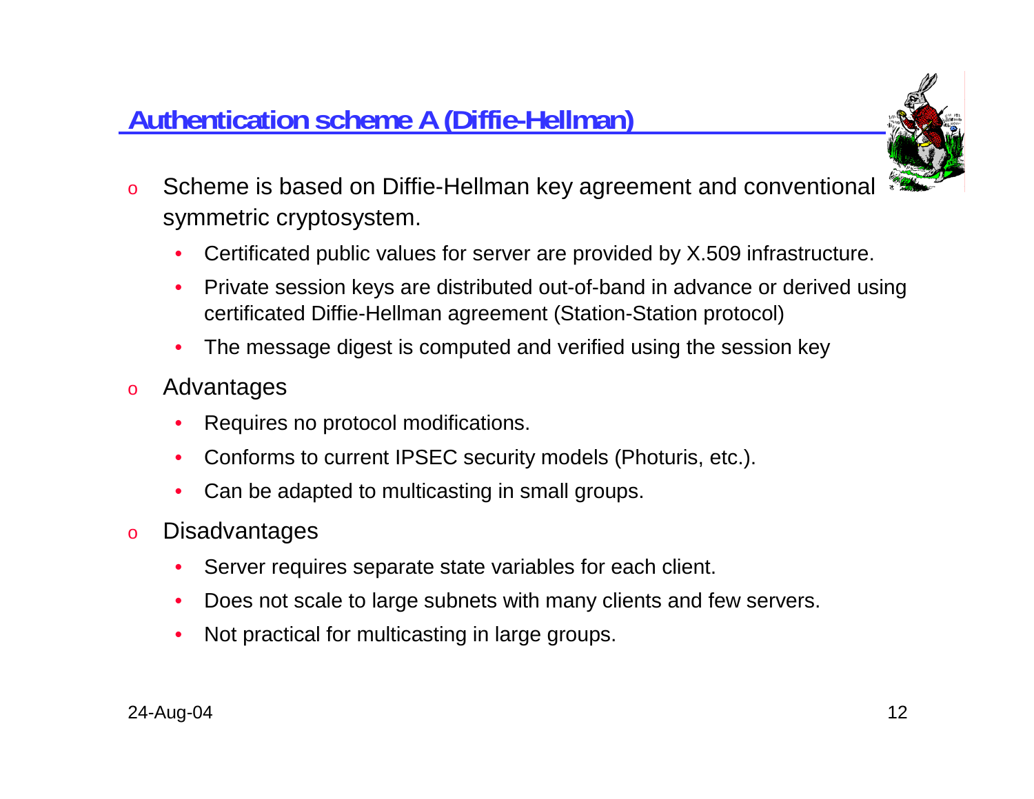## Authentication scheme A (Diffie-Hellman)

- Scheme is based on Diffie-Hellman key agreement and conventional symmetric cryptosystem.
  - Certificated public values for server are provided by X.509 infrastructure.
  - Private session keys are distributed out-of-band in advance or derived using certificated Diffie-Hellman agreement (Station-Station protocol)
  - The message digest is computed and verified using the session key
- Advantages
  - Requires no protocol modifications.
  - Conforms to current IPSEC security models (Photuris, etc.).
  - Can be adapted to multicasting in small groups.
- Disadvantages
  - Server requires separate state variables for each client.
  - Does not scale to large subnets with many clients and few servers.
  - Not practical for multicasting in large groups.

24-Aug-04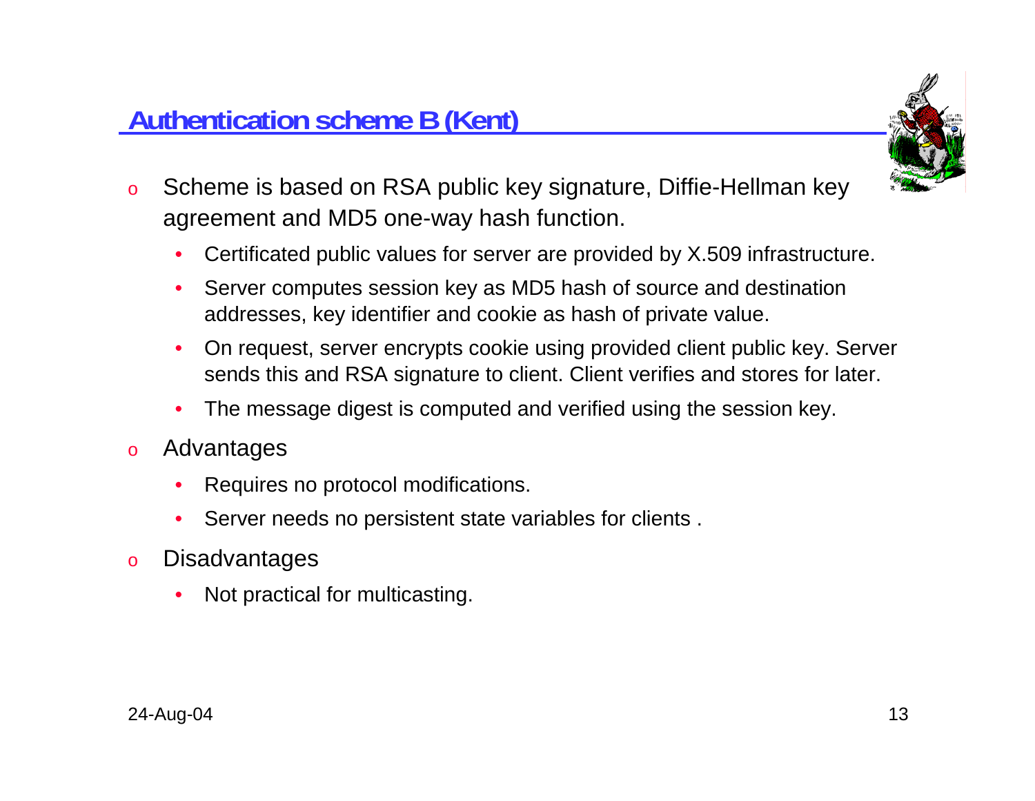## Authentication scheme B (Kent)

- Scheme is based on RSA public key signature, Diffie-Hellman key agreement and MD5 one-way hash function.
  - Certificated public values for server are provided by X.509 infrastructure.
  - Server computes session key as MD5 hash of source and destination addresses, key identifier and cookie as hash of private value.
  - On request, server encrypts cookie using provided client public key. Server sends this and RSA signature to client. Client verifies and stores for later.
  - The message digest is computed and verified using the session key.
- Advantages
  - Requires no protocol modifications.
  - Server needs no persistent state variables for clients .
- Disadvantages
  - Not practical for multicasting.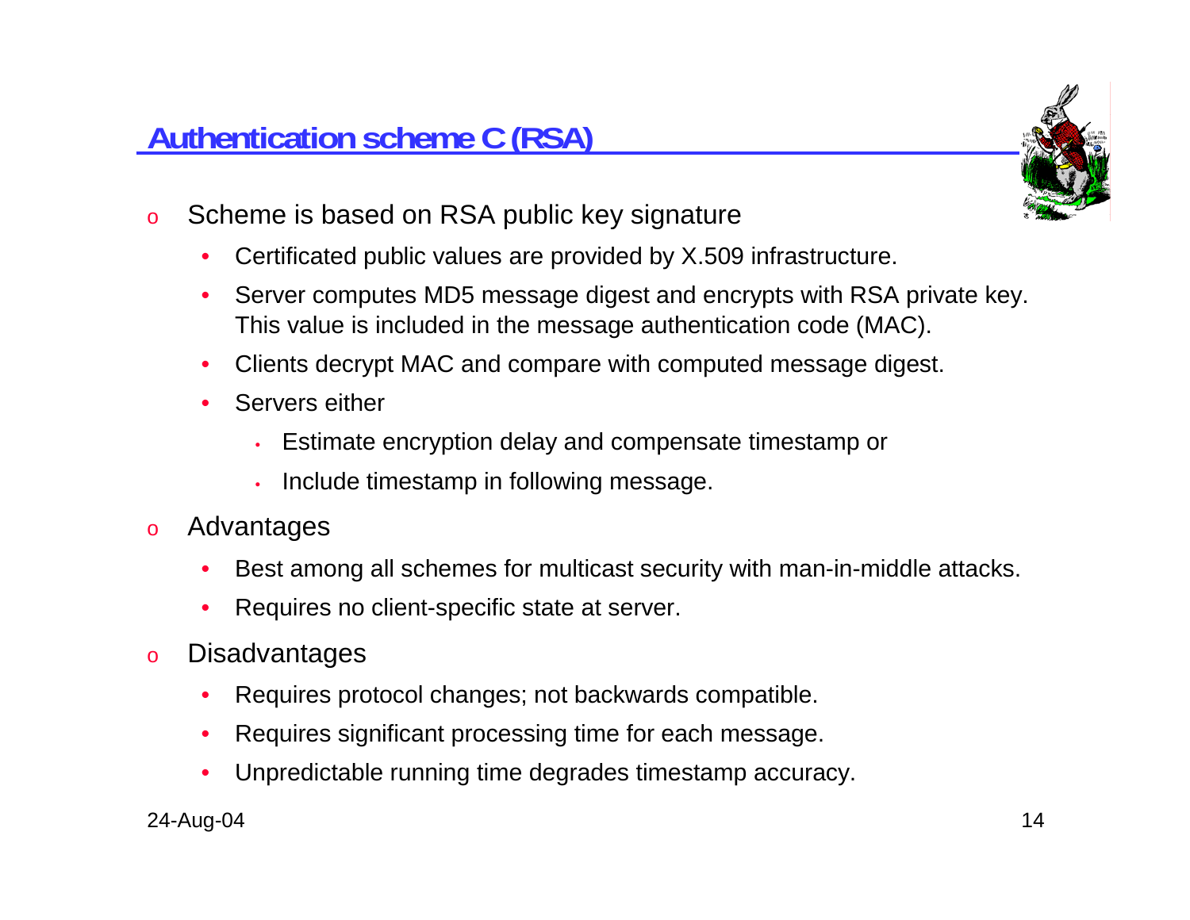## Authentication scheme C (RSA)

- Scheme is based on RSA public key signature
  - Certificated public values are provided by X.509 infrastructure.
  - Server computes MD5 message digest and encrypts with RSA private key. This value is included in the message authentication code (MAC).
  - Clients decrypt MAC and compare with computed message digest.
  - Servers either
    - Estimate encryption delay and compensate timestamp or
    - Include timestamp in following message.
- Advantages
  - Best among all schemes for multicast security with man-in-middle attacks.
  - Requires no client-specific state at server.
- Disadvantages
  - Requires protocol changes; not backwards compatible.
  - Requires significant processing time for each message.
  - Unpredictable running time degrades timestamp accuracy.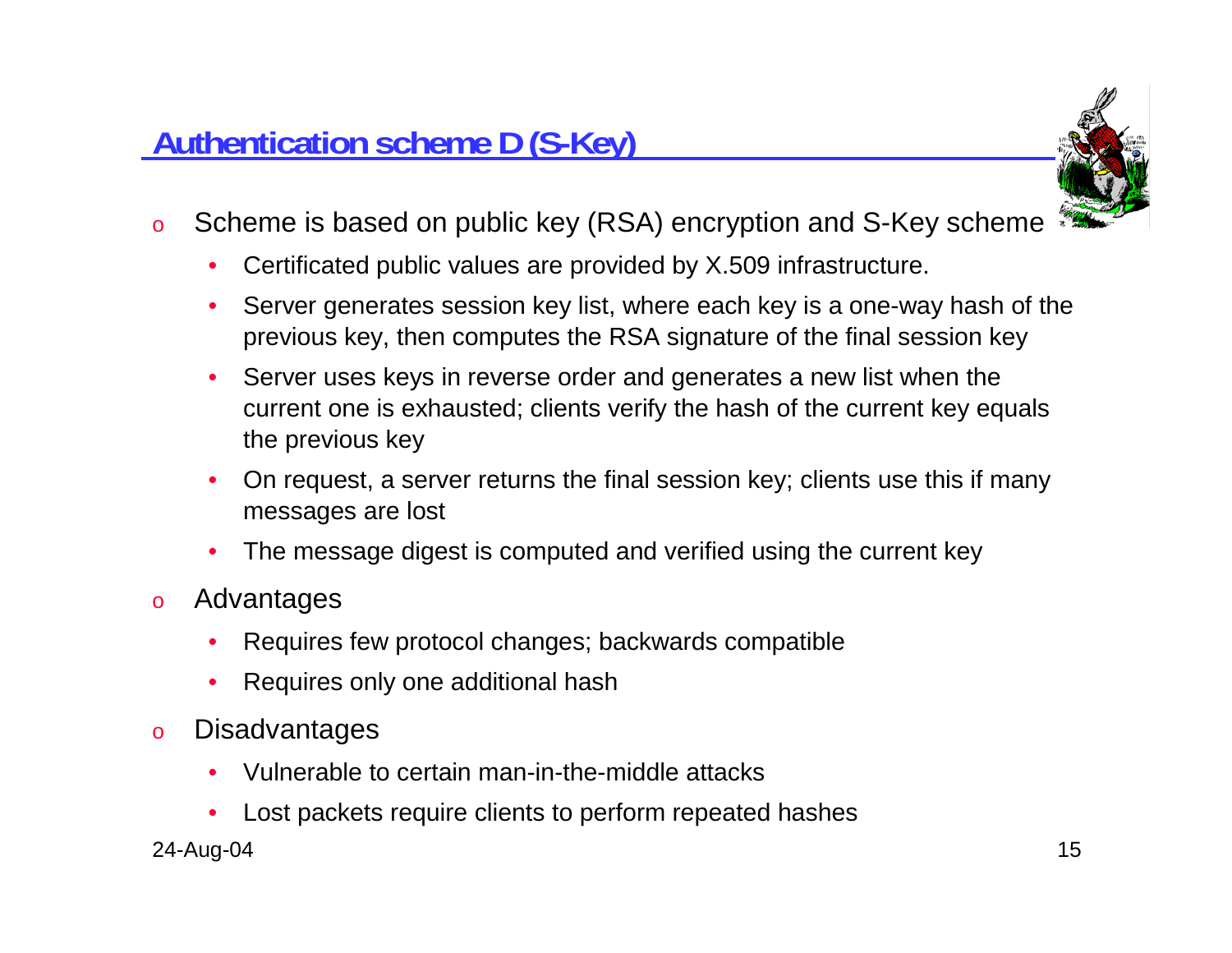## Authentication scheme D (S-Key)

- Scheme is based on public key (RSA) encryption and S-Key scheme
  - Certificated public values are provided by X.509 infrastructure.
  - Server generates session key list, where each key is a one-way hash of the previous key, then computes the RSA signature of the final session key
  - Server uses keys in reverse order and generates a new list when the current one is exhausted; clients verify the hash of the current key equals the previous key
  - On request, a server returns the final session key; clients use this if many messages are lost
  - The message digest is computed and verified using the current key
- Advantages
  - Requires few protocol changes; backwards compatible
  - Requires only one additional hash
- Disadvantages
  - Vulnerable to certain man-in-the-middle attacks
  - Lost packets require clients to perform repeated hashes

24-Aug-04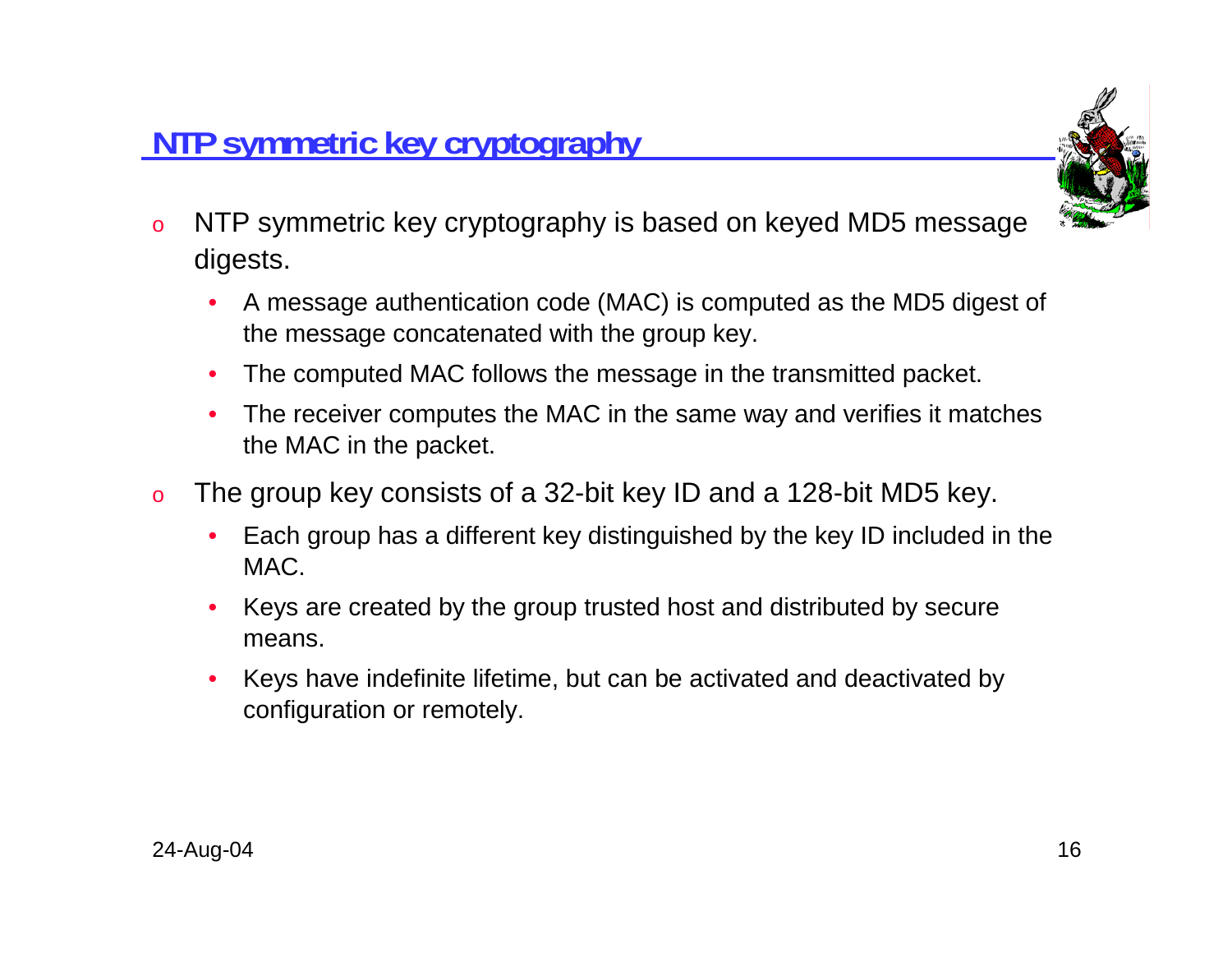## NTP symmetric key cryptography

- NTP symmetric key cryptography is based on keyed MD5 message digests.
  - A message authentication code (MAC) is computed as the MD5 digest of the message concatenated with the group key.
  - The computed MAC follows the message in the transmitted packet.
  - The receiver computes the MAC in the same way and verifies it matches the MAC in the packet.
- The group key consists of a 32-bit key ID and a 128-bit MD5 key.
  - Each group has a different key distinguished by the key ID included in the MAC.
  - Keys are created by the group trusted host and distributed by secure means.
  - Keys have indefinite lifetime, but can be activated and deactivated by configuration or remotely.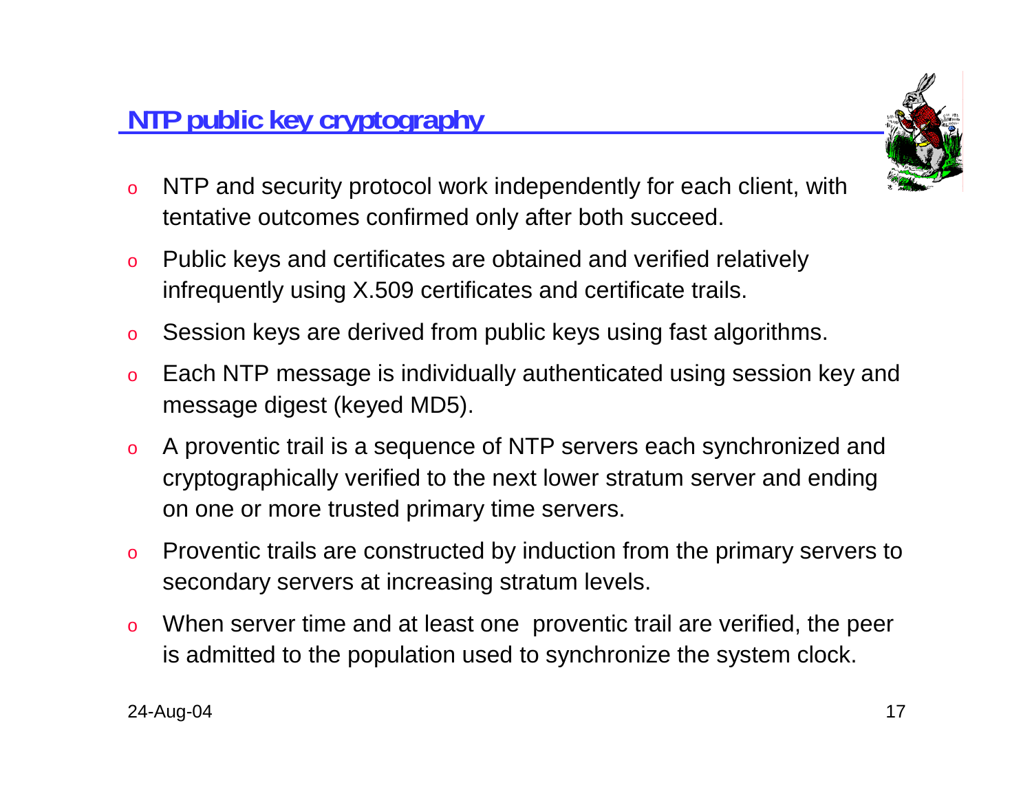## NTP public key cryptography

- NTP and security protocol work independently for each client, with tentative outcomes confirmed only after both succeed.
- Public keys and certificates are obtained and verified relatively infrequently using X.509 certificates and certificate trails.
- Session keys are derived from public keys using fast algorithms.
- Each NTP message is individually authenticated using session key and message digest (keyed MD5).
- A proventic trail is a sequence of NTP servers each synchronized and cryptographically verified to the next lower stratum server and ending on one or more trusted primary time servers.
- Proventic trails are constructed by induction from the primary servers to secondary servers at increasing stratum levels.
- When server time and at least one proventic trail are verified, the peer is admitted to the population used to synchronize the system clock.

24-Aug-04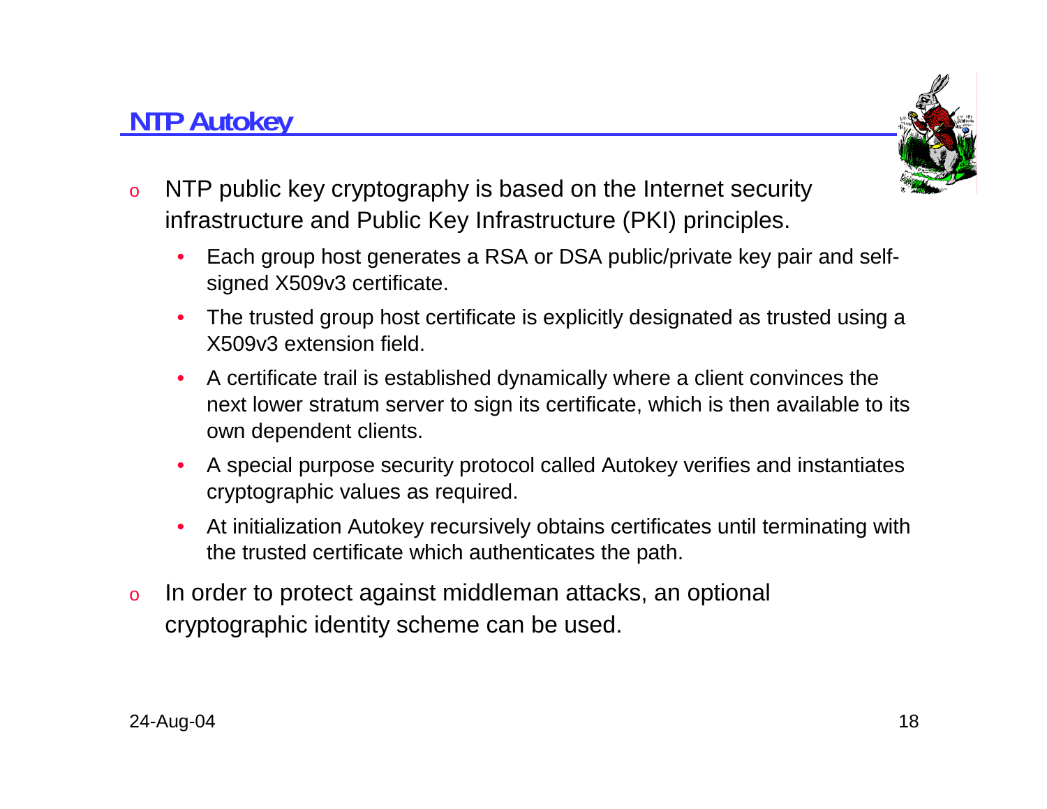## NTP Autokey

- NTP public key cryptography is based on the Internet security infrastructure and Public Key Infrastructure (PKI) principles.
  - Each group host generates a RSA or DSA public/private key pair and self-signed X509v3 certificate.
  - The trusted group host certificate is explicitly designated as trusted using a X509v3 extension field.
  - A certificate trail is established dynamically where a client convinces the next lower stratum server to sign its certificate, which is then available to its own dependent clients.
  - A special purpose security protocol called Autokey verifies and instantiates cryptographic values as required.
  - At initialization Autokey recursively obtains certificates until terminating with the trusted certificate which authenticates the path.
- In order to protect against middleman attacks, an optional cryptographic identity scheme can be used.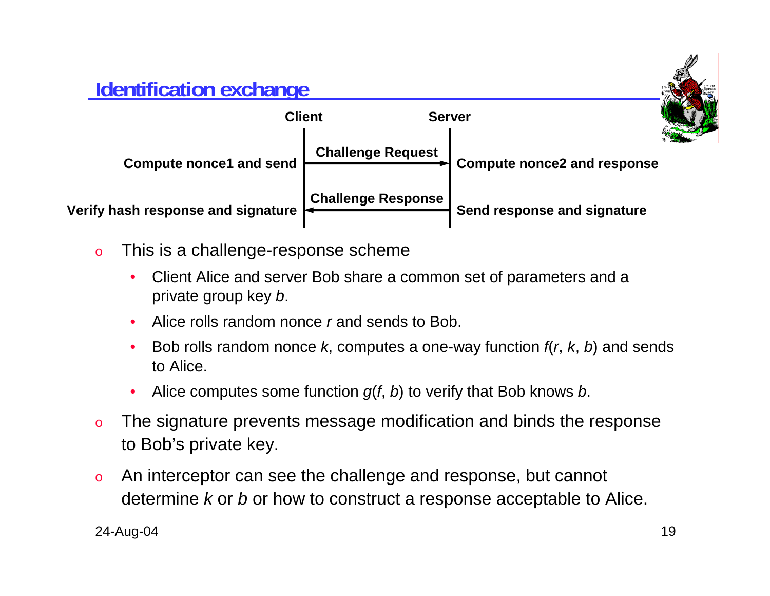## Identification exchange

| Client | | Server |
|---|---|---|
| Compute nonce1 and send | Challenge Request → | Compute nonce2 and response |
| Verify hash response and signature | ← Challenge Response | Send response and signature |

- This is a challenge-response scheme
  - Client Alice and server Bob share a common set of parameters and a private group key *b*.
  - Alice rolls random nonce *r* and sends to Bob.
  - Bob rolls random nonce *k*, computes a one-way function *f*(*r*, *k*, *b*) and sends to Alice.
  - Alice computes some function *g*(*f*, *b*) to verify that Bob knows *b*.
- The signature prevents message modification and binds the response to Bob's private key.
- An interceptor can see the challenge and response, but cannot determine *k* or *b* or how to construct a response acceptable to Alice.

24-Aug-04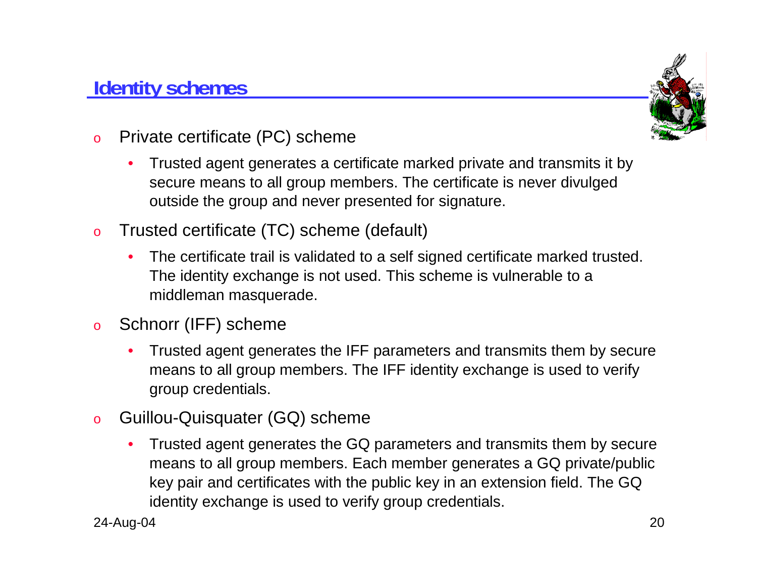## Identity schemes

- Private certificate (PC) scheme
  - Trusted agent generates a certificate marked private and transmits it by secure means to all group members. The certificate is never divulged outside the group and never presented for signature.
- Trusted certificate (TC) scheme (default)
  - The certificate trail is validated to a self signed certificate marked trusted. The identity exchange is not used. This scheme is vulnerable to a middleman masquerade.
- Schnorr (IFF) scheme
  - Trusted agent generates the IFF parameters and transmits them by secure means to all group members. The IFF identity exchange is used to verify group credentials.
- Guillou-Quisquater (GQ) scheme
  - Trusted agent generates the GQ parameters and transmits them by secure means to all group members. Each member generates a GQ private/public key pair and certificates with the public key in an extension field. The GQ identity exchange is used to verify group credentials.

24-Aug-04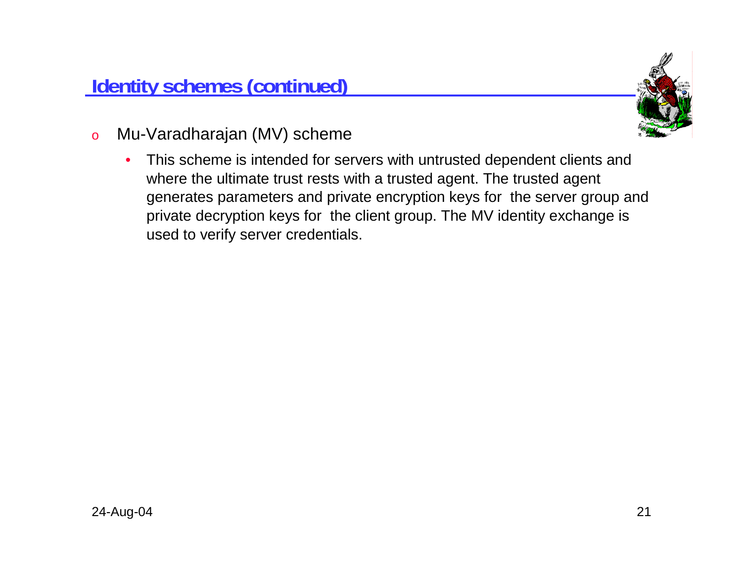## Identity schemes (continued)

- Mu-Varadharajan (MV) scheme
  - This scheme is intended for servers with untrusted dependent clients and where the ultimate trust rests with a trusted agent. The trusted agent generates parameters and private encryption keys for the server group and private decryption keys for the client group. The MV identity exchange is used to verify server credentials.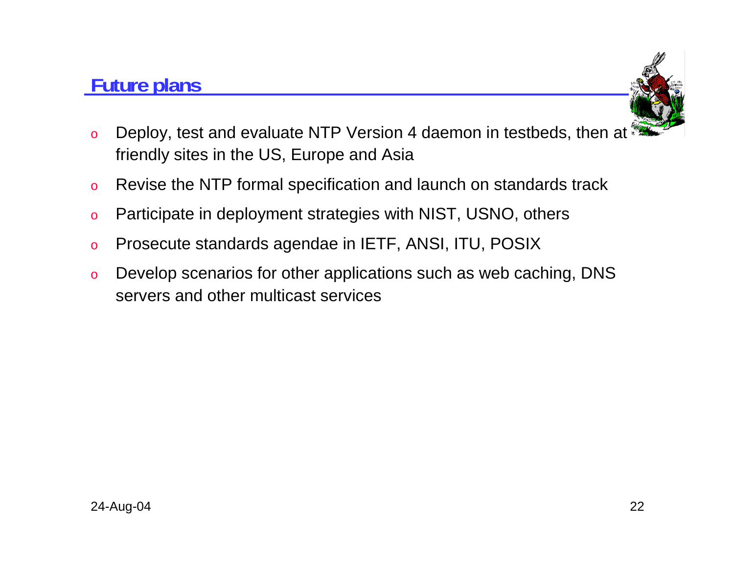## Future plans

- Deploy, test and evaluate NTP Version 4 daemon in testbeds, then at friendly sites in the US, Europe and Asia
- Revise the NTP formal specification and launch on standards track
- Participate in deployment strategies with NIST, USNO, others
- Prosecute standards agendae in IETF, ANSI, ITU, POSIX
- Develop scenarios for other applications such as web caching, DNS servers and other multicast services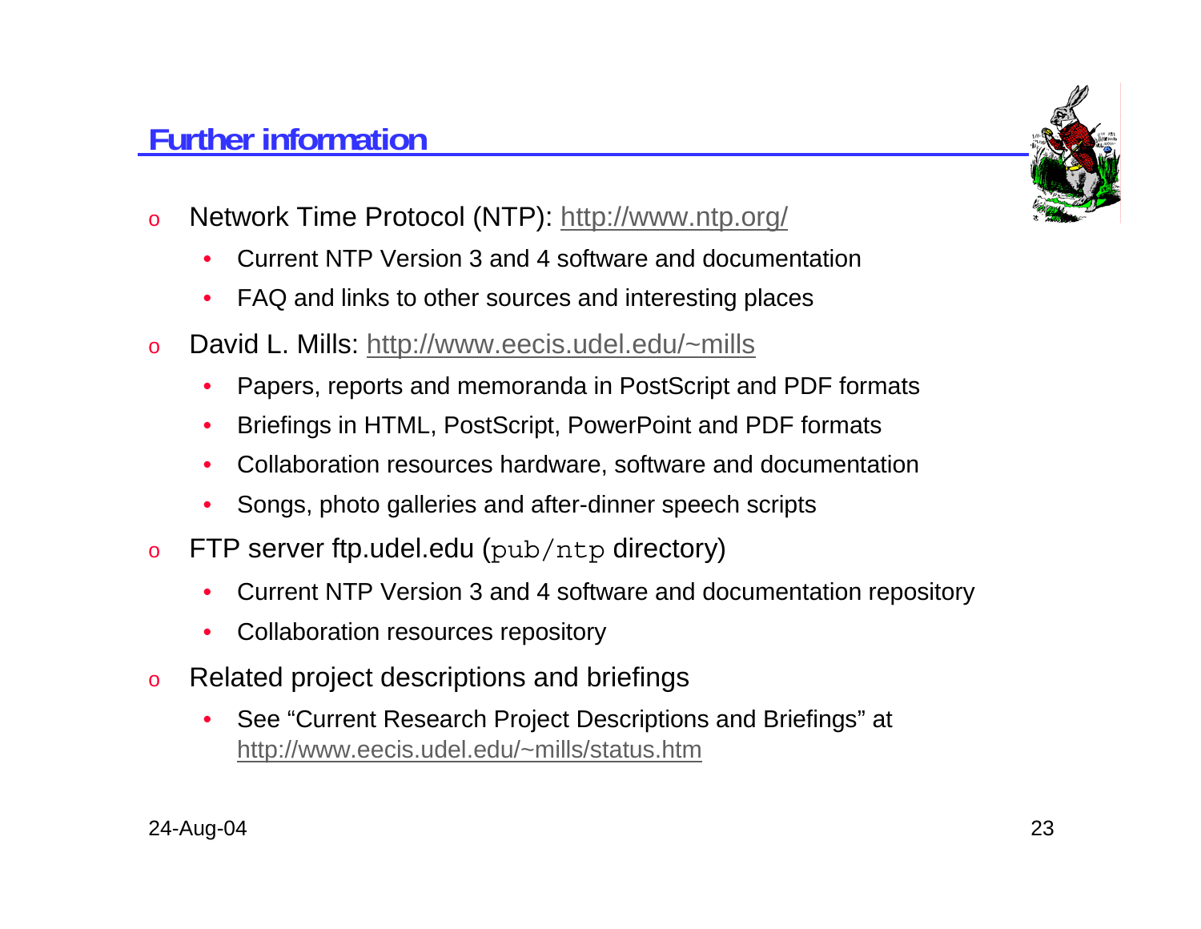## Further information

- Network Time Protocol (NTP): http://www.ntp.org/
  - Current NTP Version 3 and 4 software and documentation
  - FAQ and links to other sources and interesting places
- David L. Mills: http://www.eecis.udel.edu/~mills
  - Papers, reports and memoranda in PostScript and PDF formats
  - Briefings in HTML, PostScript, PowerPoint and PDF formats
  - Collaboration resources hardware, software and documentation
  - Songs, photo galleries and after-dinner speech scripts
- FTP server ftp.udel.edu (`pub/ntp` directory)
  - Current NTP Version 3 and 4 software and documentation repository
  - Collaboration resources repository
- Related project descriptions and briefings
  - See "Current Research Project Descriptions and Briefings" at http://www.eecis.udel.edu/~mills/status.htm

24-Aug-04